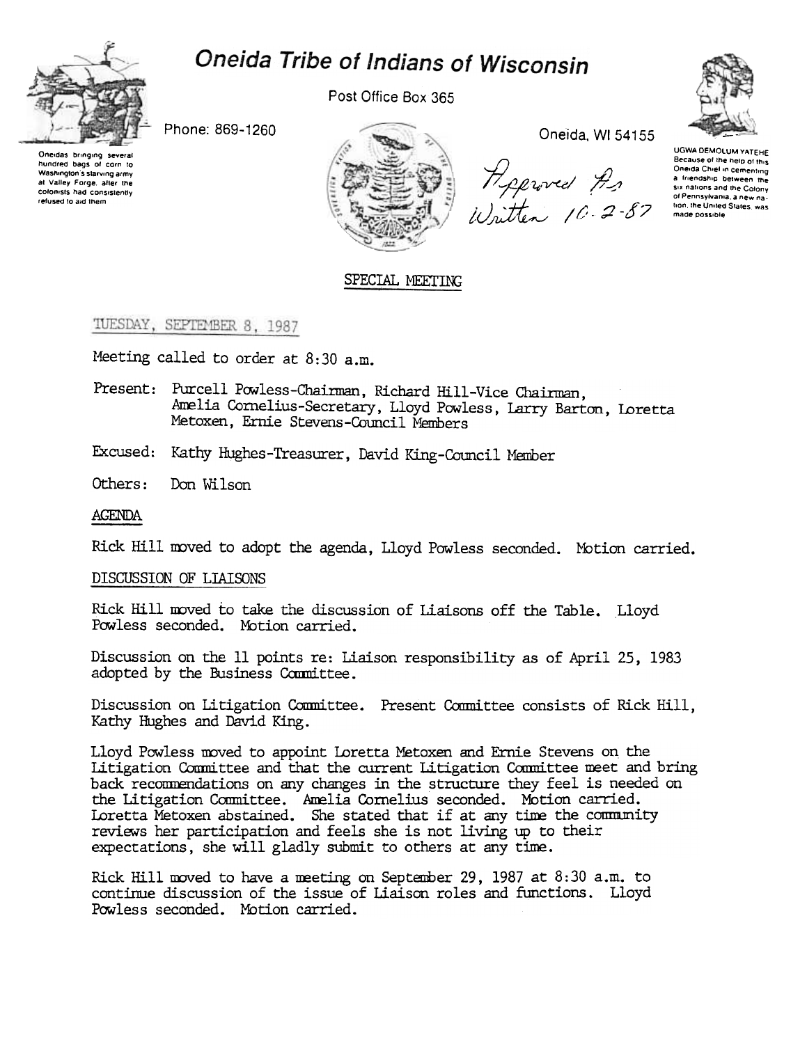# Oneida Tribe of Indians of Wisconsin

Post Office Box 365

Phone: 869-1260

Oneida, WI 54155

Oneidas bringing several hundred bags of corn to Washington's starving army at Valley Forge, after the colonists had consistently refused to aid them

UGWA DEMOLUM YATEHE Because of the help of this Oneida Chief in cementing a friendship between the six nations and the Colony of Pennsylvania, a new nation, the United States, was made possible

Approved As Written 10-2-87

## SPECIAL MEETING

TUESDAY, SEPTEMBER 8, 1987

Meeting called to order at 8:30 a.m.

Present: Purcell Powless-Chairman, Richard Hill-Vice Chairman, Amelia Cornelius-Secretary, Lloyd Powless, Larry Barton, Loretta Metoxen, Ernie Stevens-Council Members

Excused: Kathy Hughes-Treasurer, David King-Council Member

Others: Don Wilson

### AGENDA

Rick Hill moved to adopt the agenda, Lloyd Powless seconded. Motion carried.

### DISCUSSION OF LIAISONS

Rick Hill moved to take the discussion of Liaisons off the Table. Lloyd Powless seconded. Motion carried.

Discussion on the 11 points re: Liaison responsibility as of April 25, 1983 adopted by the Business Committee.

Discussion on Litigation Committee. Present Committee consists of Rick Hill, Kathy Hughes and David King.

Lloyd Powless moved to appoint Loretta Metoxen and Ernie Stevens on the Litigation Committee and that the current Litigation Committee meet and bring back recommendations on any changes in the structure they feel is needed on the Litigation Committee. Amelia Cornelius seconded. Motion carried. Loretta Metoxen abstained. She stated that if at any time the community reviews her participation and feels she is not living up to their expectations, she will gladly submit to others at any time.

Rick Hill moved to have a meeting on September 29, 1987 at 8:30 a.m. to continue discussion of the issue of Liaison roles and functions. Lloyd Powless seconded. Motion carried.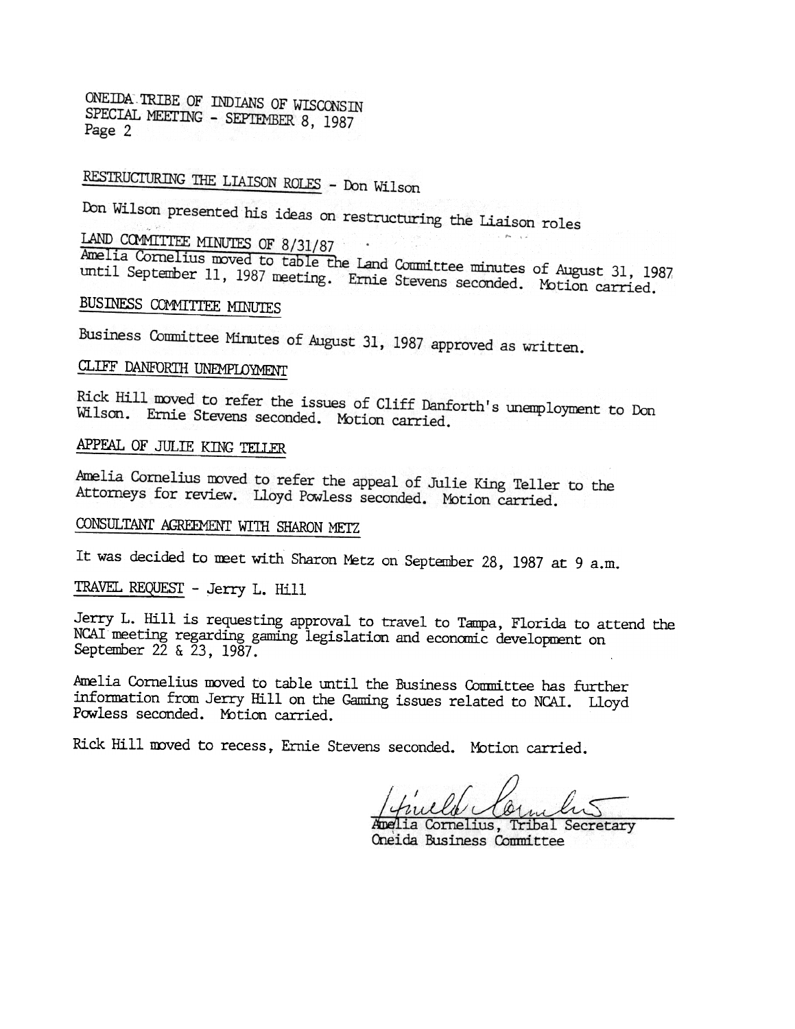ONEIDA TRIBE OF INDIANS OF WISCONSIN
SPECIAL MEETING - SEPTEMBER 8, 1987
Page 2

RESTRUCTURING THE LIAISON ROLES - Don Wilson

Don Wilson presented his ideas on restructuring the Liaison roles

LAND COMMITTEE MINUTES OF 8/31/87

Amelia Cornelius moved to table the Land Committee minutes of August 31, 1987 until September 11, 1987 meeting. Ernie Stevens seconded. Motion carried.

BUSINESS COMMITTEE MINUTES

Business Committee Minutes of August 31, 1987 approved as written.

CLIFF DANFORTH UNEMPLOYMENT

Rick Hill moved to refer the issues of Cliff Danforth's unemployment to Don Wilson. Ernie Stevens seconded. Motion carried.

APPEAL OF JULIE KING TELLER

Amelia Cornelius moved to refer the appeal of Julie King Teller to the Attorneys for review. Lloyd Powless seconded. Motion carried.

CONSULTANT AGREEMENT WITH SHARON METZ

It was decided to meet with Sharon Metz on September 28, 1987 at 9 a.m.

TRAVEL REQUEST - Jerry L. Hill

Jerry L. Hill is requesting approval to travel to Tampa, Florida to attend the NCAI meeting regarding gaming legislation and economic development on September 22 & 23, 1987.

Amelia Cornelius moved to table until the Business Committee has further information from Jerry Hill on the Gaming issues related to NCAI. Lloyd Powless seconded. Motion carried.

Rick Hill moved to recess, Ernie Stevens seconded. Motion carried.

Amelia Cornelius, Tribal Secretary
Oneida Business Committee